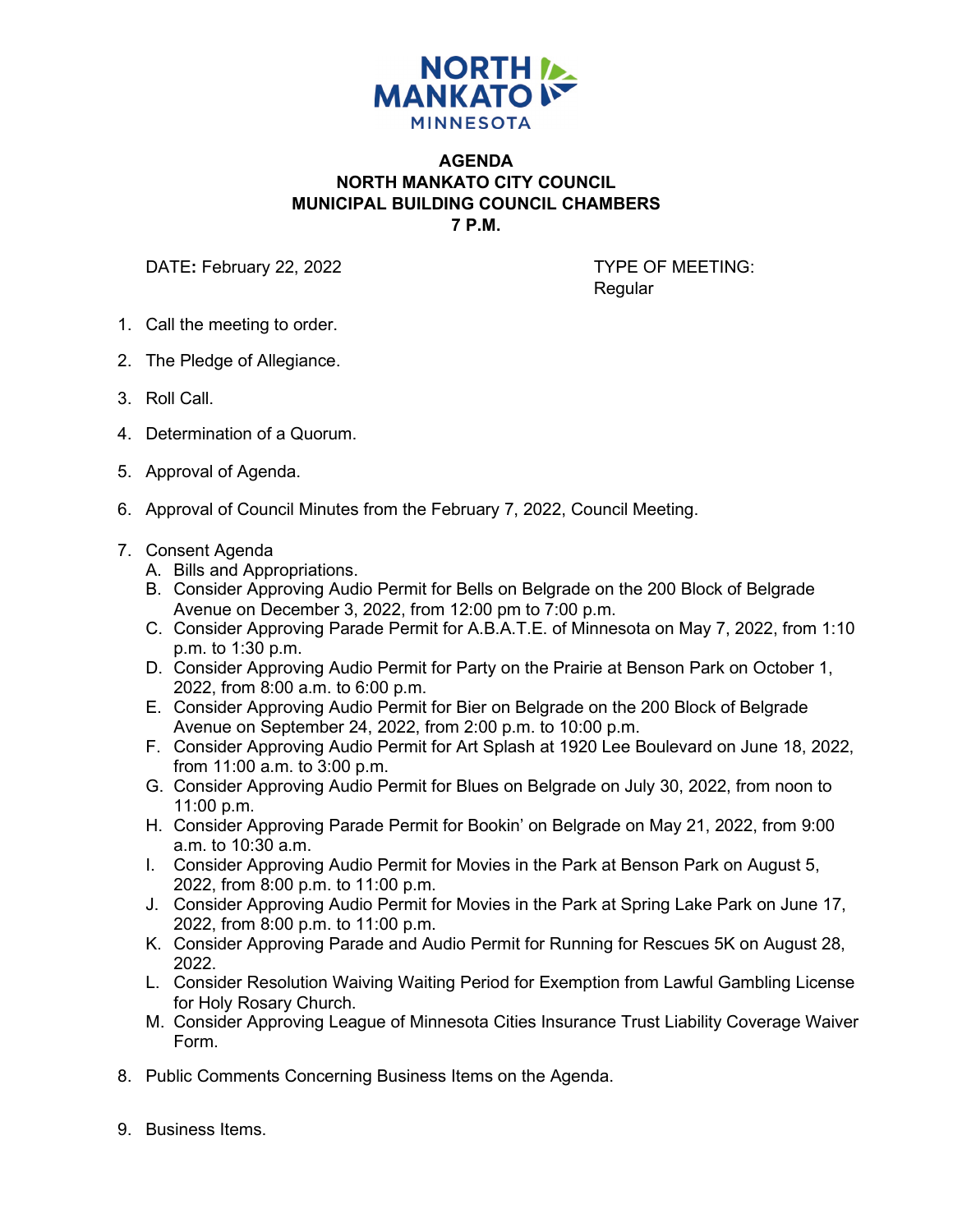NORTH MANKATO MINNESOTA

# AGENDA
## NORTH MANKATO CITY COUNCIL
## MUNICIPAL BUILDING COUNCIL CHAMBERS
## 7 P.M.

DATE: February 22, 2022

TYPE OF MEETING: Regular

1. Call the meeting to order.

2. The Pledge of Allegiance.

3. Roll Call.

4. Determination of a Quorum.

5. Approval of Agenda.

6. Approval of Council Minutes from the February 7, 2022, Council Meeting.

7. Consent Agenda
   A. Bills and Appropriations.
   B. Consider Approving Audio Permit for Bells on Belgrade on the 200 Block of Belgrade Avenue on December 3, 2022, from 12:00 pm to 7:00 p.m.
   C. Consider Approving Parade Permit for A.B.A.T.E. of Minnesota on May 7, 2022, from 1:10 p.m. to 1:30 p.m.
   D. Consider Approving Audio Permit for Party on the Prairie at Benson Park on October 1, 2022, from 8:00 a.m. to 6:00 p.m.
   E. Consider Approving Audio Permit for Bier on Belgrade on the 200 Block of Belgrade Avenue on September 24, 2022, from 2:00 p.m. to 10:00 p.m.
   F. Consider Approving Audio Permit for Art Splash at 1920 Lee Boulevard on June 18, 2022, from 11:00 a.m. to 3:00 p.m.
   G. Consider Approving Audio Permit for Blues on Belgrade on July 30, 2022, from noon to 11:00 p.m.
   H. Consider Approving Parade Permit for Bookin' on Belgrade on May 21, 2022, from 9:00 a.m. to 10:30 a.m.
   I. Consider Approving Audio Permit for Movies in the Park at Benson Park on August 5, 2022, from 8:00 p.m. to 11:00 p.m.
   J. Consider Approving Audio Permit for Movies in the Park at Spring Lake Park on June 17, 2022, from 8:00 p.m. to 11:00 p.m.
   K. Consider Approving Parade and Audio Permit for Running for Rescues 5K on August 28, 2022.
   L. Consider Resolution Waiving Waiting Period for Exemption from Lawful Gambling License for Holy Rosary Church.
   M. Consider Approving League of Minnesota Cities Insurance Trust Liability Coverage Waiver Form.

8. Public Comments Concerning Business Items on the Agenda.

9. Business Items.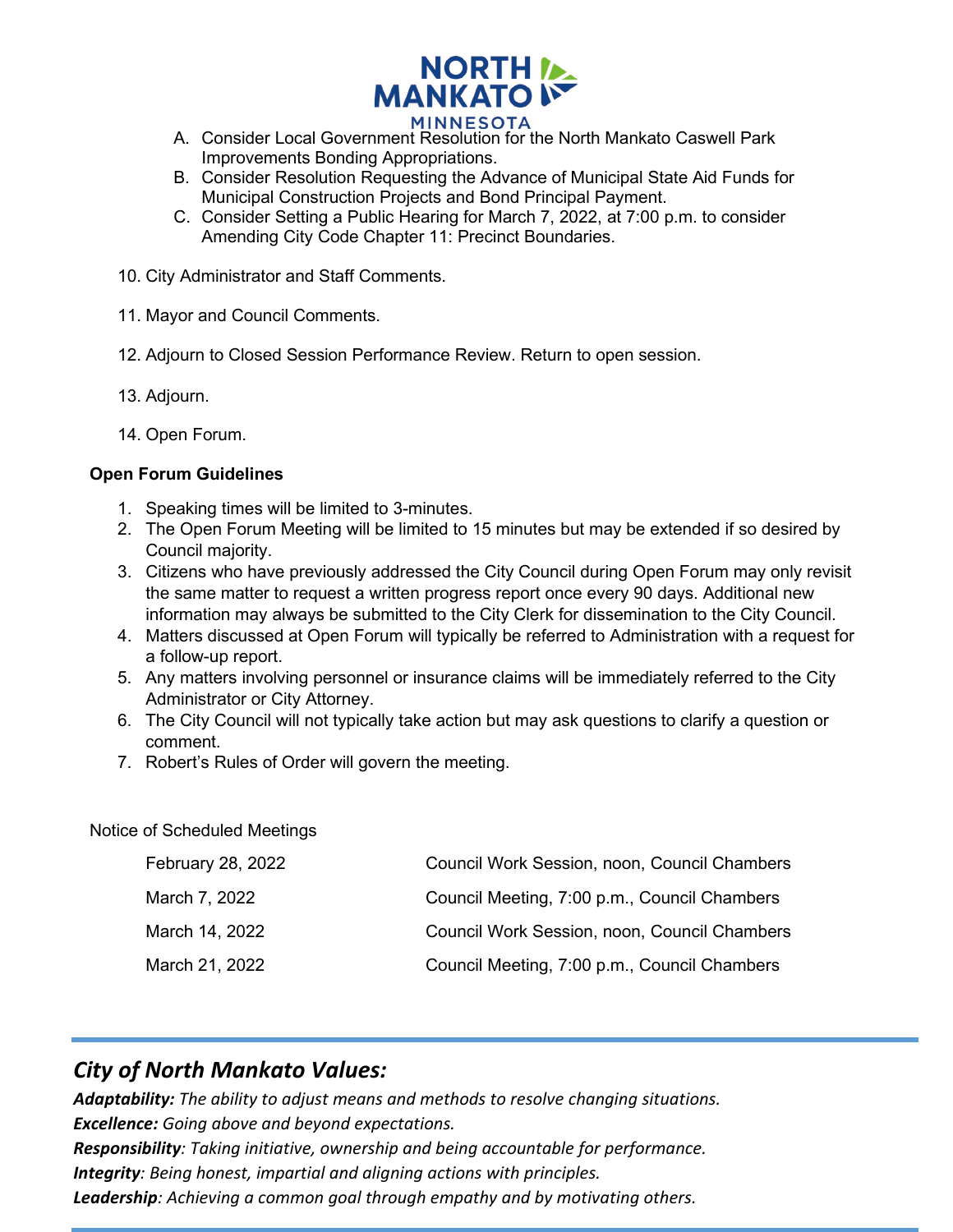A. Consider Local Government Resolution for the North Mankato Caswell Park Improvements Bonding Appropriations.
B. Consider Resolution Requesting the Advance of Municipal State Aid Funds for Municipal Construction Projects and Bond Principal Payment.
C. Consider Setting a Public Hearing for March 7, 2022, at 7:00 p.m. to consider Amending City Code Chapter 11: Precinct Boundaries.

10. City Administrator and Staff Comments.

11. Mayor and Council Comments.

12. Adjourn to Closed Session Performance Review. Return to open session.

13. Adjourn.

14. Open Forum.

**Open Forum Guidelines**

1. Speaking times will be limited to 3-minutes.
2. The Open Forum Meeting will be limited to 15 minutes but may be extended if so desired by Council majority.
3. Citizens who have previously addressed the City Council during Open Forum may only revisit the same matter to request a written progress report once every 90 days. Additional new information may always be submitted to the City Clerk for dissemination to the City Council.
4. Matters discussed at Open Forum will typically be referred to Administration with a request for a follow-up report.
5. Any matters involving personnel or insurance claims will be immediately referred to the City Administrator or City Attorney.
6. The City Council will not typically take action but may ask questions to clarify a question or comment.
7. Robert's Rules of Order will govern the meeting.

Notice of Scheduled Meetings

| | |
|---|---|
| February 28, 2022 | Council Work Session, noon, Council Chambers |
| March 7, 2022 | Council Meeting, 7:00 p.m., Council Chambers |
| March 14, 2022 | Council Work Session, noon, Council Chambers |
| March 21, 2022 | Council Meeting, 7:00 p.m., Council Chambers |

## *City of North Mankato Values:*

***Adaptability:*** *The ability to adjust means and methods to resolve changing situations.*
***Excellence:*** *Going above and beyond expectations.*
***Responsibility****: Taking initiative, ownership and being accountable for performance.*
***Integrity****: Being honest, impartial and aligning actions with principles.*
***Leadership****: Achieving a common goal through empathy and by motivating others.*